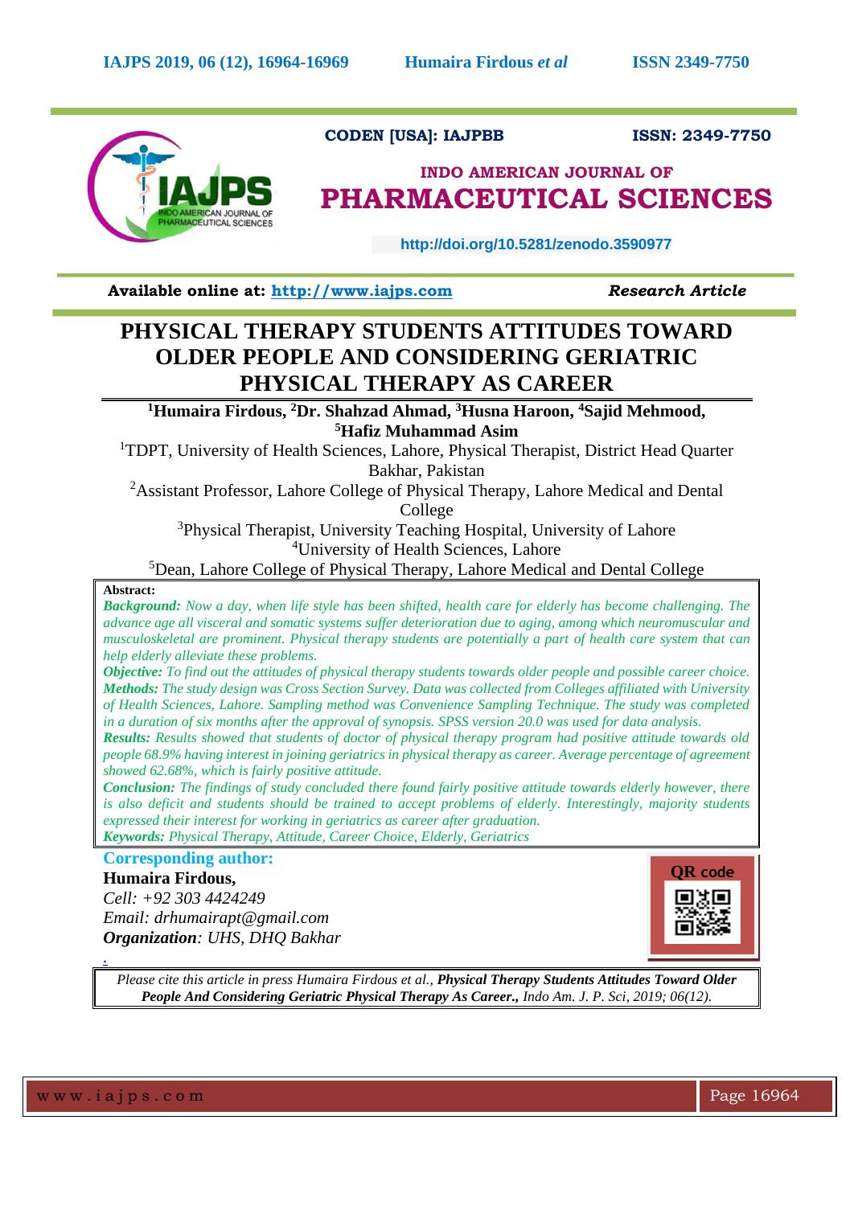CODEN [USA]: IAJPBB ISSN: 2349-7750

**INDO AMERICAN JOURNAL OF**
**PHARMACEUTICAL SCIENCES**

http://doi.org/10.5281/zenodo.3590977

**Available online at: http://www.iajps.com** ***Research Article***

# PHYSICAL THERAPY STUDENTS ATTITUDES TOWARD OLDER PEOPLE AND CONSIDERING GERIATRIC PHYSICAL THERAPY AS CAREER

**[1]Humaira Firdous, [2]Dr. Shahzad Ahmad, [3]Husna Haroon, [4]Sajid Mehmood, [5]Hafiz Muhammad Asim**

[1]TDPT, University of Health Sciences, Lahore, Physical Therapist, District Head Quarter Bakhar, Pakistan

[2]Assistant Professor, Lahore College of Physical Therapy, Lahore Medical and Dental College

[3]Physical Therapist, University Teaching Hospital, University of Lahore

[4]University of Health Sciences, Lahore

[5]Dean, Lahore College of Physical Therapy, Lahore Medical and Dental College

**Abstract:**

***Background:*** *Now a day, when life style has been shifted, health care for elderly has become challenging. The advance age all visceral and somatic systems suffer deterioration due to aging, among which neuromuscular and musculoskeletal are prominent. Physical therapy students are potentially a part of health care system that can help elderly alleviate these problems.*

***Objective:*** *To find out the attitudes of physical therapy students towards older people and possible career choice.*

***Methods:*** *The study design was Cross Section Survey. Data was collected from Colleges affiliated with University of Health Sciences, Lahore. Sampling method was Convenience Sampling Technique. The study was completed in a duration of six months after the approval of synopsis. SPSS version 20.0 was used for data analysis.*

***Results:*** *Results showed that students of doctor of physical therapy program had positive attitude towards old people 68.9% having interest in joining geriatrics in physical therapy as career. Average percentage of agreement showed 62.68%, which is fairly positive attitude.*

***Conclusion:*** *The findings of study concluded there found fairly positive attitude towards elderly however, there is also deficit and students should be trained to accept problems of elderly. Interestingly, majority students expressed their interest for working in geriatrics as career after graduation.*

***Keywords:*** *Physical Therapy, Attitude, Career Choice, Elderly, Geriatrics*

**Corresponding author:**

**Humaira Firdous,**

*Cell: +92 303 4424249*

*Email: drhumairapt@gmail.com*

***Organization****: UHS, DHQ Bakhar*

QR code

*Please cite this article in press Humaira Firdous et al.,* ***Physical Therapy Students Attitudes Toward Older People And Considering Geriatric Physical Therapy As Career.,*** *Indo Am. J. P. Sci, 2019; 06(12).*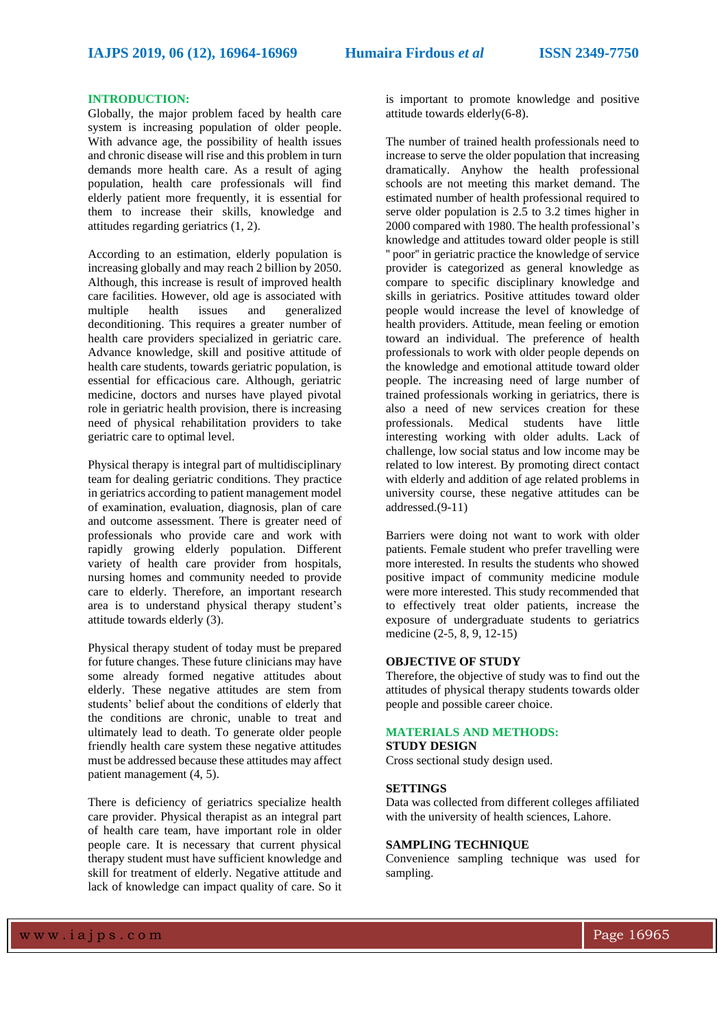## INTRODUCTION:

Globally, the major problem faced by health care system is increasing population of older people. With advance age, the possibility of health issues and chronic disease will rise and this problem in turn demands more health care. As a result of aging population, health care professionals will find elderly patient more frequently, it is essential for them to increase their skills, knowledge and attitudes regarding geriatrics (1, 2).

According to an estimation, elderly population is increasing globally and may reach 2 billion by 2050. Although, this increase is result of improved health care facilities. However, old age is associated with multiple health issues and generalized deconditioning. This requires a greater number of health care providers specialized in geriatric care. Advance knowledge, skill and positive attitude of health care students, towards geriatric population, is essential for efficacious care. Although, geriatric medicine, doctors and nurses have played pivotal role in geriatric health provision, there is increasing need of physical rehabilitation providers to take geriatric care to optimal level.

Physical therapy is integral part of multidisciplinary team for dealing geriatric conditions. They practice in geriatrics according to patient management model of examination, evaluation, diagnosis, plan of care and outcome assessment. There is greater need of professionals who provide care and work with rapidly growing elderly population. Different variety of health care provider from hospitals, nursing homes and community needed to provide care to elderly. Therefore, an important research area is to understand physical therapy student's attitude towards elderly (3).

Physical therapy student of today must be prepared for future changes. These future clinicians may have some already formed negative attitudes about elderly. These negative attitudes are stem from students' belief about the conditions of elderly that the conditions are chronic, unable to treat and ultimately lead to death. To generate older people friendly health care system these negative attitudes must be addressed because these attitudes may affect patient management (4, 5).

There is deficiency of geriatrics specialize health care provider. Physical therapist as an integral part of health care team, have important role in older people care. It is necessary that current physical therapy student must have sufficient knowledge and skill for treatment of elderly. Negative attitude and lack of knowledge can impact quality of care. So it is important to promote knowledge and positive attitude towards elderly(6-8).

The number of trained health professionals need to increase to serve the older population that increasing dramatically. Anyhow the health professional schools are not meeting this market demand. The estimated number of health professional required to serve older population is 2.5 to 3.2 times higher in 2000 compared with 1980. The health professional's knowledge and attitudes toward older people is still " poor" in geriatric practice the knowledge of service provider is categorized as general knowledge as compare to specific disciplinary knowledge and skills in geriatrics. Positive attitudes toward older people would increase the level of knowledge of health providers. Attitude, mean feeling or emotion toward an individual. The preference of health professionals to work with older people depends on the knowledge and emotional attitude toward older people. The increasing need of large number of trained professionals working in geriatrics, there is also a need of new services creation for these professionals. Medical students have little interesting working with older adults. Lack of challenge, low social status and low income may be related to low interest. By promoting direct contact with elderly and addition of age related problems in university course, these negative attitudes can be addressed.(9-11)

Barriers were doing not want to work with older patients. Female student who prefer travelling were more interested. In results the students who showed positive impact of community medicine module were more interested. This study recommended that to effectively treat older patients, increase the exposure of undergraduate students to geriatrics medicine (2-5, 8, 9, 12-15)

### OBJECTIVE OF STUDY

Therefore, the objective of study was to find out the attitudes of physical therapy students towards older people and possible career choice.

## MATERIALS AND METHODS:

### STUDY DESIGN

Cross sectional study design used.

### SETTINGS

Data was collected from different colleges affiliated with the university of health sciences, Lahore.

### SAMPLING TECHNIQUE

Convenience sampling technique was used for sampling.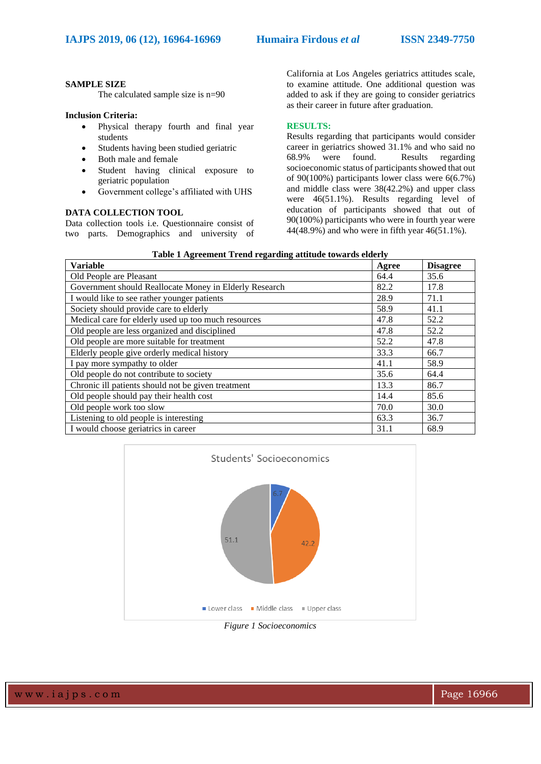**SAMPLE SIZE**

The calculated sample size is n=90

**Inclusion Criteria:**

- Physical therapy fourth and final year students
- Students having been studied geriatric
- Both male and female
- Student having clinical exposure to geriatric population
- Government college's affiliated with UHS

**DATA COLLECTION TOOL**

Data collection tools i.e. Questionnaire consist of two parts. Demographics and university of California at Los Angeles geriatrics attitudes scale, to examine attitude. One additional question was added to ask if they are going to consider geriatrics as their career in future after graduation.

## RESULTS:

Results regarding that participants would consider career in geriatrics showed 31.1% and who said no 68.9% were found. Results regarding socioeconomic status of participants showed that out of 90(100%) participants lower class were 6(6.7%) and middle class were 38(42.2%) and upper class were 46(51.1%). Results regarding level of education of participants showed that out of 90(100%) participants who were in fourth year were 44(48.9%) and who were in fifth year 46(51.1%).

**Table 1 Agreement Trend regarding attitude towards elderly**

| Variable | Agree | Disagree |
|---|---|---|
| Old People are Pleasant | 64.4 | 35.6 |
| Government should Reallocate Money in Elderly Research | 82.2 | 17.8 |
| I would like to see rather younger patients | 28.9 | 71.1 |
| Society should provide care to elderly | 58.9 | 41.1 |
| Medical care for elderly used up too much resources | 47.8 | 52.2 |
| Old people are less organized and disciplined | 47.8 | 52.2 |
| Old people are more suitable for treatment | 52.2 | 47.8 |
| Elderly people give orderly medical history | 33.3 | 66.7 |
| I pay more sympathy to older | 41.1 | 58.9 |
| Old people do not contribute to society | 35.6 | 64.4 |
| Chronic ill patients should not be given treatment | 13.3 | 86.7 |
| Old people should pay their health cost | 14.4 | 85.6 |
| Old people work too slow | 70.0 | 30.0 |
| Listening to old people is interesting | 63.3 | 36.7 |
| I would choose geriatrics in career | 31.1 | 68.9 |

*Figure 1 Socioeconomics*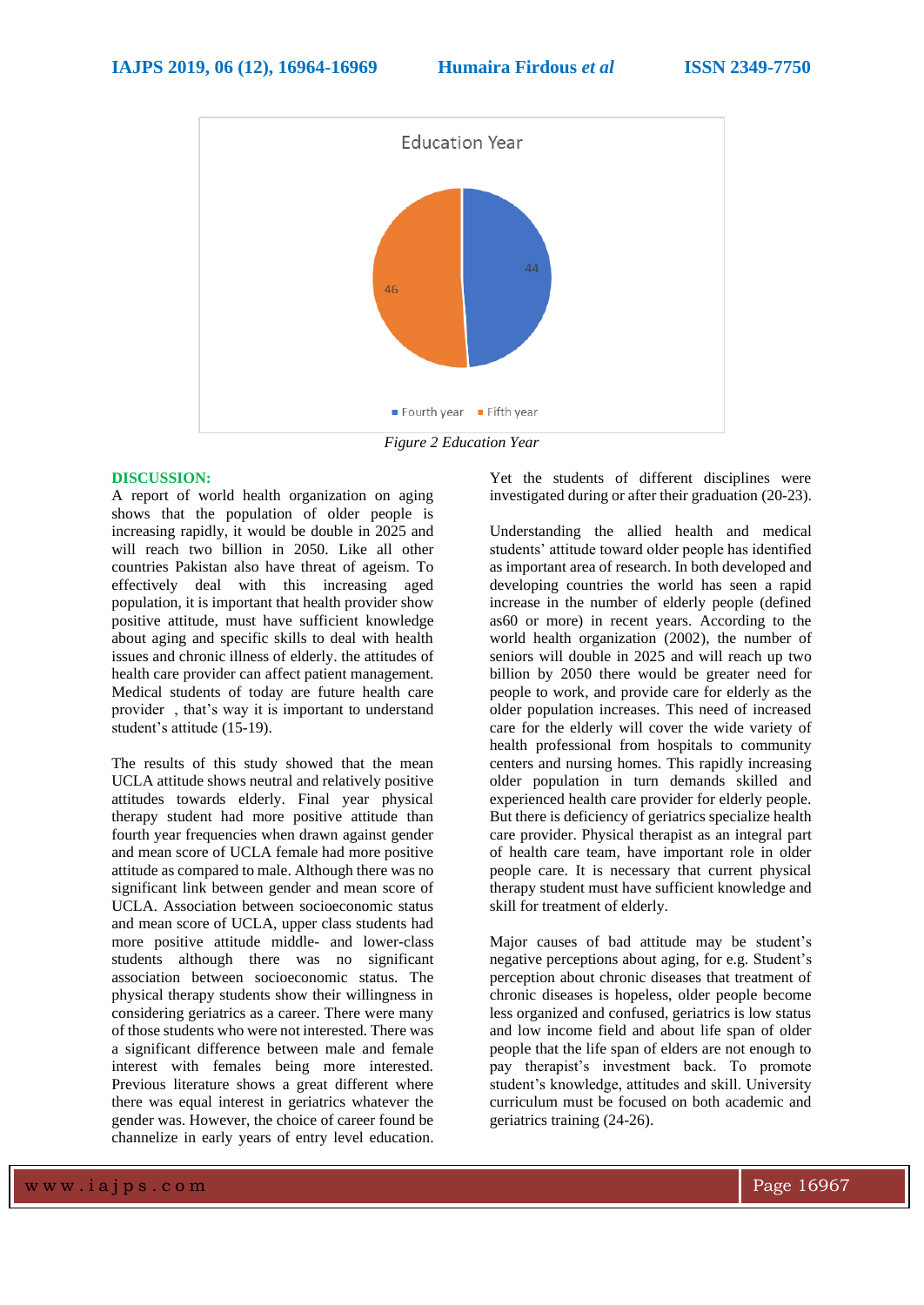Education Year

Fourth year: 44
Fifth year: 46

*Figure 2 Education Year*

## DISCUSSION:

A report of world health organization on aging shows that the population of older people is increasing rapidly, it would be double in 2025 and will reach two billion in 2050. Like all other countries Pakistan also have threat of ageism. To effectively deal with this increasing aged population, it is important that health provider show positive attitude, must have sufficient knowledge about aging and specific skills to deal with health issues and chronic illness of elderly. the attitudes of health care provider can affect patient management. Medical students of today are future health care provider , that's way it is important to understand student's attitude (15-19).

The results of this study showed that the mean UCLA attitude shows neutral and relatively positive attitudes towards elderly. Final year physical therapy student had more positive attitude than fourth year frequencies when drawn against gender and mean score of UCLA female had more positive attitude as compared to male. Although there was no significant link between gender and mean score of UCLA. Association between socioeconomic status and mean score of UCLA, upper class students had more positive attitude middle- and lower-class students although there was no significant association between socioeconomic status. The physical therapy students show their willingness in considering geriatrics as a career. There were many of those students who were not interested. There was a significant difference between male and female interest with females being more interested. Previous literature shows a great different where there was equal interest in geriatrics whatever the gender was. However, the choice of career found be channelize in early years of entry level education. Yet the students of different disciplines were investigated during or after their graduation (20-23).

Understanding the allied health and medical students' attitude toward older people has identified as important area of research. In both developed and developing countries the world has seen a rapid increase in the number of elderly people (defined as60 or more) in recent years. According to the world health organization (2002), the number of seniors will double in 2025 and will reach up two billion by 2050 there would be greater need for people to work, and provide care for elderly as the older population increases. This need of increased care for the elderly will cover the wide variety of health professional from hospitals to community centers and nursing homes. This rapidly increasing older population in turn demands skilled and experienced health care provider for elderly people. But there is deficiency of geriatrics specialize health care provider. Physical therapist as an integral part of health care team, have important role in older people care. It is necessary that current physical therapy student must have sufficient knowledge and skill for treatment of elderly.

Major causes of bad attitude may be student's negative perceptions about aging, for e.g. Student's perception about chronic diseases that treatment of chronic diseases is hopeless, older people become less organized and confused, geriatrics is low status and low income field and about life span of older people that the life span of elders are not enough to pay therapist's investment back. To promote student's knowledge, attitudes and skill. University curriculum must be focused on both academic and geriatrics training (24-26).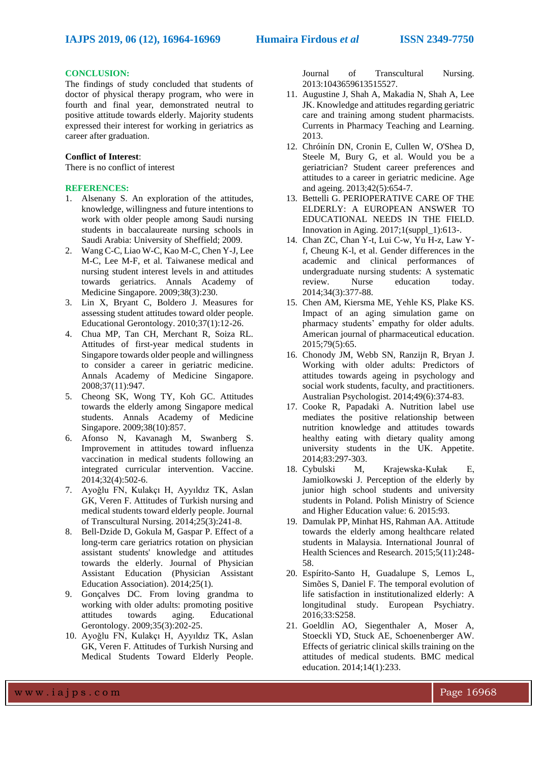## CONCLUSION:

The findings of study concluded that students of doctor of physical therapy program, who were in fourth and final year, demonstrated neutral to positive attitude towards elderly. Majority students expressed their interest for working in geriatrics as career after graduation.

**Conflict of Interest**:

There is no conflict of interest

## REFERENCES:

1. Alsenany S. An exploration of the attitudes, knowledge, willingness and future intentions to work with older people among Saudi nursing students in baccalaureate nursing schools in Saudi Arabia: University of Sheffield; 2009.
2. Wang C-C, Liao W-C, Kao M-C, Chen Y-J, Lee M-C, Lee M-F, et al. Taiwanese medical and nursing student interest levels in and attitudes towards geriatrics. Annals Academy of Medicine Singapore. 2009;38(3):230.
3. Lin X, Bryant C, Boldero J. Measures for assessing student attitudes toward older people. Educational Gerontology. 2010;37(1):12-26.
4. Chua MP, Tan CH, Merchant R, Soiza RL. Attitudes of first-year medical students in Singapore towards older people and willingness to consider a career in geriatric medicine. Annals Academy of Medicine Singapore. 2008;37(11):947.
5. Cheong SK, Wong TY, Koh GC. Attitudes towards the elderly among Singapore medical students. Annals Academy of Medicine Singapore. 2009;38(10):857.
6. Afonso N, Kavanagh M, Swanberg S. Improvement in attitudes toward influenza vaccination in medical students following an integrated curricular intervention. Vaccine. 2014;32(4):502-6.
7. Ayoğlu FN, Kulakçı H, Ayyıldız TK, Aslan GK, Veren F. Attitudes of Turkish nursing and medical students toward elderly people. Journal of Transcultural Nursing. 2014;25(3):241-8.
8. Bell-Dzide D, Gokula M, Gaspar P. Effect of a long-term care geriatrics rotation on physician assistant students' knowledge and attitudes towards the elderly. Journal of Physician Assistant Education (Physician Assistant Education Association). 2014;25(1).
9. Gonçalves DC. From loving grandma to working with older adults: promoting positive attitudes towards aging. Educational Gerontology. 2009;35(3):202-25.
10. Ayoğlu FN, Kulakçı H, Ayyıldız TK, Aslan GK, Veren F. Attitudes of Turkish Nursing and Medical Students Toward Elderly People. Journal of Transcultural Nursing. 2013:1043659613515527.
11. Augustine J, Shah A, Makadia N, Shah A, Lee JK. Knowledge and attitudes regarding geriatric care and training among student pharmacists. Currents in Pharmacy Teaching and Learning. 2013.
12. Chróinín DN, Cronin E, Cullen W, O'Shea D, Steele M, Bury G, et al. Would you be a geriatrician? Student career preferences and attitudes to a career in geriatric medicine. Age and ageing. 2013;42(5):654-7.
13. Bettelli G. PERIOPERATIVE CARE OF THE ELDERLY: A EUROPEAN ANSWER TO EDUCATIONAL NEEDS IN THE FIELD. Innovation in Aging. 2017;1(suppl_1):613-.
14. Chan ZC, Chan Y-t, Lui C-w, Yu H-z, Law Y-f, Cheung K-l, et al. Gender differences in the academic and clinical performances of undergraduate nursing students: A systematic review. Nurse education today. 2014;34(3):377-88.
15. Chen AM, Kiersma ME, Yehle KS, Plake KS. Impact of an aging simulation game on pharmacy students' empathy for older adults. American journal of pharmaceutical education. 2015;79(5):65.
16. Chonody JM, Webb SN, Ranzijn R, Bryan J. Working with older adults: Predictors of attitudes towards ageing in psychology and social work students, faculty, and practitioners. Australian Psychologist. 2014;49(6):374-83.
17. Cooke R, Papadaki A. Nutrition label use mediates the positive relationship between nutrition knowledge and attitudes towards healthy eating with dietary quality among university students in the UK. Appetite. 2014;83:297-303.
18. Cybulski M, Krajewska-Kułak E, Jamiolkowski J. Perception of the elderly by junior high school students and university students in Poland. Polish Ministry of Science and Higher Education value: 6. 2015:93.
19. Damulak PP, Minhat HS, Rahman AA. Attitude towards the elderly among healthcare related students in Malaysia. International Jounral of Health Sciences and Research. 2015;5(11):248-58.
20. Espírito-Santo H, Guadalupe S, Lemos L, Simões S, Daniel F. The temporal evolution of life satisfaction in institutionalized elderly: A longitudinal study. European Psychiatry. 2016;33:S258.
21. Goeldlin AO, Siegenthaler A, Moser A, Stoeckli YD, Stuck AE, Schoenenberger AW. Effects of geriatric clinical skills training on the attitudes of medical students. BMC medical education. 2014;14(1):233.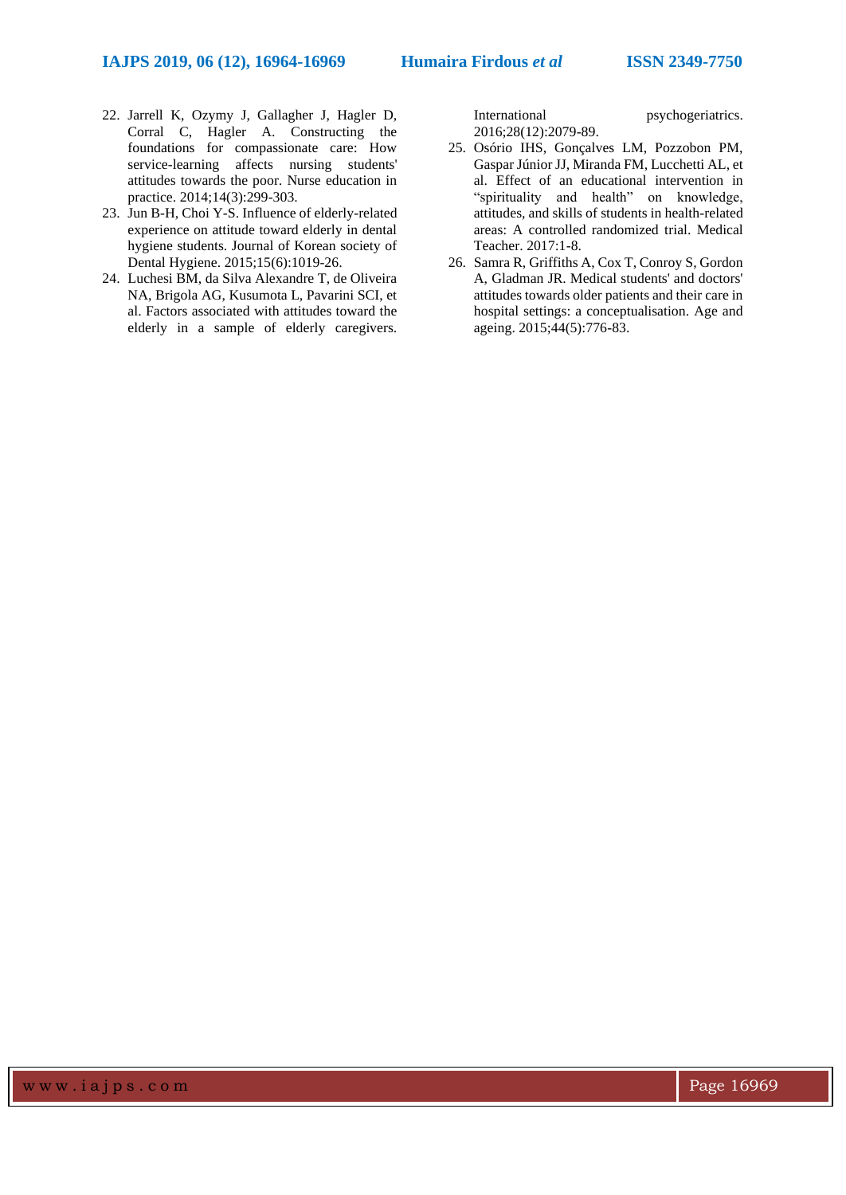22. Jarrell K, Ozymy J, Gallagher J, Hagler D, Corral C, Hagler A. Constructing the foundations for compassionate care: How service-learning affects nursing students' attitudes towards the poor. Nurse education in practice. 2014;14(3):299-303.
23. Jun B-H, Choi Y-S. Influence of elderly-related experience on attitude toward elderly in dental hygiene students. Journal of Korean society of Dental Hygiene. 2015;15(6):1019-26.
24. Luchesi BM, da Silva Alexandre T, de Oliveira NA, Brigola AG, Kusumota L, Pavarini SCI, et al. Factors associated with attitudes toward the elderly in a sample of elderly caregivers. International psychogeriatrics. 2016;28(12):2079-89.
25. Osório IHS, Gonçalves LM, Pozzobon PM, Gaspar Júnior JJ, Miranda FM, Lucchetti AL, et al. Effect of an educational intervention in "spirituality and health" on knowledge, attitudes, and skills of students in health-related areas: A controlled randomized trial. Medical Teacher. 2017:1-8.
26. Samra R, Griffiths A, Cox T, Conroy S, Gordon A, Gladman JR. Medical students' and doctors' attitudes towards older patients and their care in hospital settings: a conceptualisation. Age and ageing. 2015;44(5):776-83.